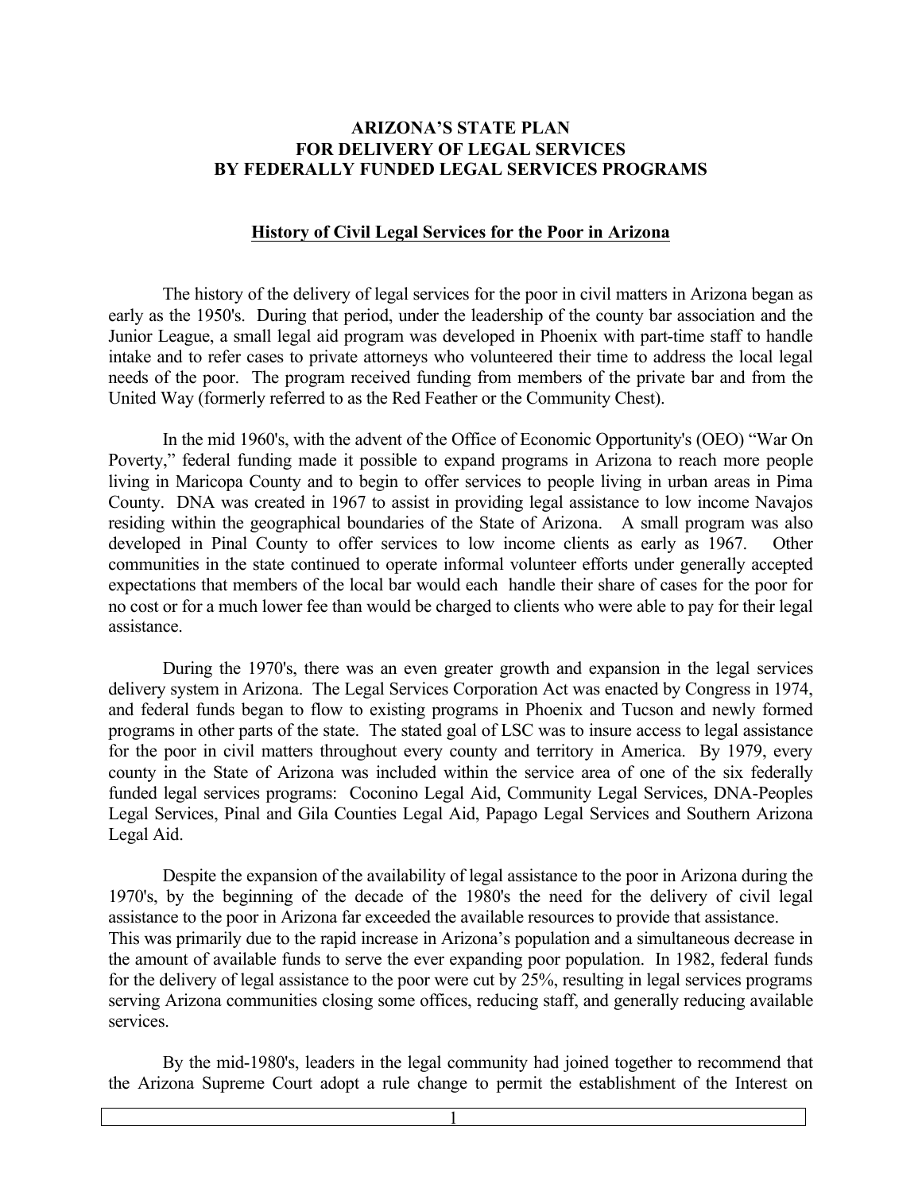# ARIZONA'S STATE PLAN FOR DELIVERY OF LEGAL SERVICES BY FEDERALLY FUNDED LEGAL SERVICES PROGRAMS

## History of Civil Legal Services for the Poor in Arizona

The history of the delivery of legal services for the poor in civil matters in Arizona began as early as the 1950's. During that period, under the leadership of the county bar association and the Junior League, a small legal aid program was developed in Phoenix with part-time staff to handle intake and to refer cases to private attorneys who volunteered their time to address the local legal needs of the poor. The program received funding from members of the private bar and from the United Way (formerly referred to as the Red Feather or the Community Chest).

In the mid 1960's, with the advent of the Office of Economic Opportunity's (OEO) "War On Poverty," federal funding made it possible to expand programs in Arizona to reach more people living in Maricopa County and to begin to offer services to people living in urban areas in Pima County. DNA was created in 1967 to assist in providing legal assistance to low income Navajos residing within the geographical boundaries of the State of Arizona. A small program was also developed in Pinal County to offer services to low income clients as early as 1967. Other communities in the state continued to operate informal volunteer efforts under generally accepted expectations that members of the local bar would each handle their share of cases for the poor for no cost or for a much lower fee than would be charged to clients who were able to pay for their legal assistance.

During the 1970's, there was an even greater growth and expansion in the legal services delivery system in Arizona. The Legal Services Corporation Act was enacted by Congress in 1974, and federal funds began to flow to existing programs in Phoenix and Tucson and newly formed programs in other parts of the state. The stated goal of LSC was to insure access to legal assistance for the poor in civil matters throughout every county and territory in America. By 1979, every county in the State of Arizona was included within the service area of one of the six federally funded legal services programs: Coconino Legal Aid, Community Legal Services, DNA-Peoples Legal Services, Pinal and Gila Counties Legal Aid, Papago Legal Services and Southern Arizona Legal Aid.

Despite the expansion of the availability of legal assistance to the poor in Arizona during the 1970's, by the beginning of the decade of the 1980's the need for the delivery of civil legal assistance to the poor in Arizona far exceeded the available resources to provide that assistance. This was primarily due to the rapid increase in Arizona's population and a simultaneous decrease in the amount of available funds to serve the ever expanding poor population. In 1982, federal funds for the delivery of legal assistance to the poor were cut by 25%, resulting in legal services programs serving Arizona communities closing some offices, reducing staff, and generally reducing available services.

By the mid-1980's, leaders in the legal community had joined together to recommend that the Arizona Supreme Court adopt a rule change to permit the establishment of the Interest on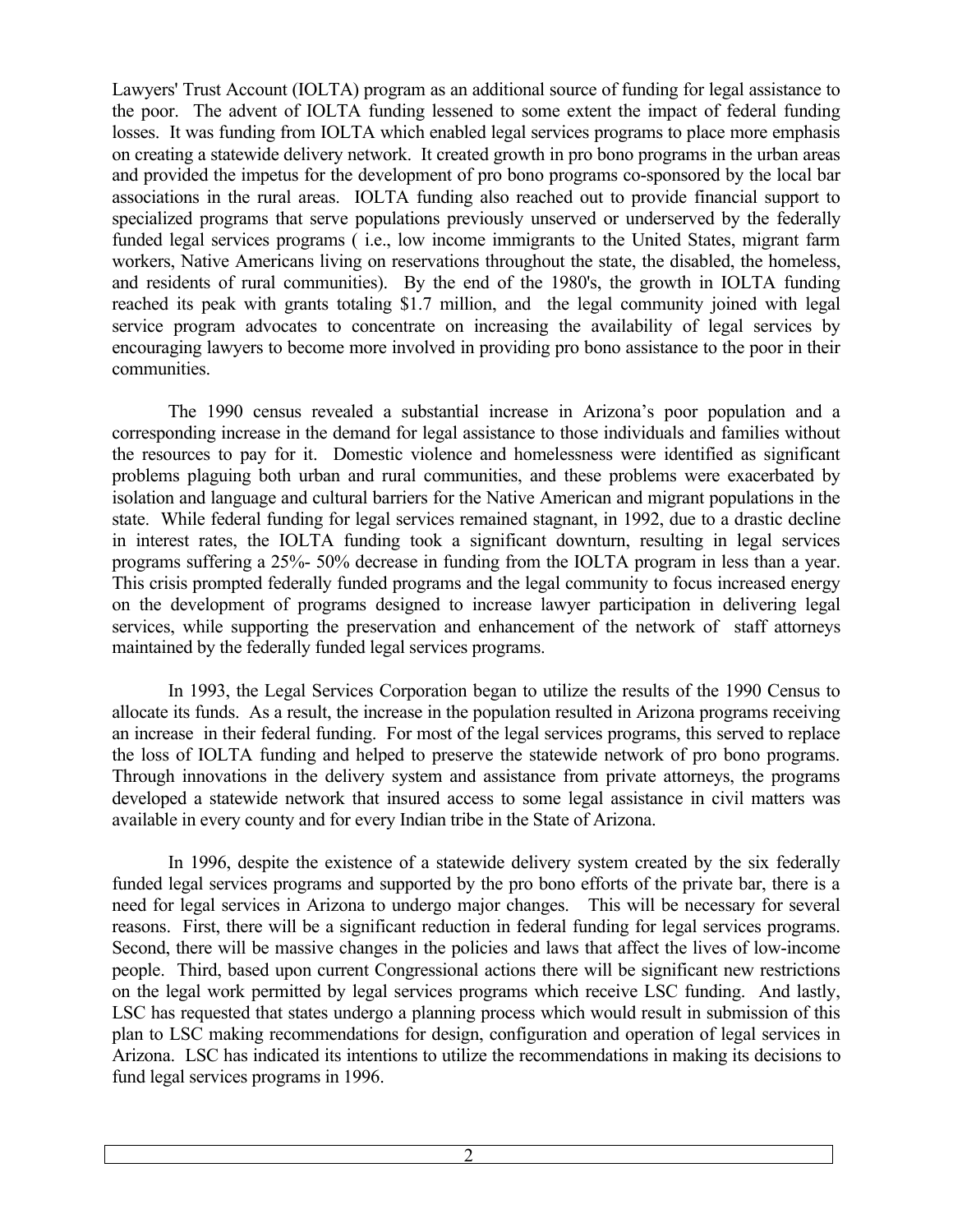Lawyers' Trust Account (IOLTA) program as an additional source of funding for legal assistance to the poor. The advent of IOLTA funding lessened to some extent the impact of federal funding losses. It was funding from IOLTA which enabled legal services programs to place more emphasis on creating a statewide delivery network. It created growth in pro bono programs in the urban areas and provided the impetus for the development of pro bono programs co-sponsored by the local bar associations in the rural areas. IOLTA funding also reached out to provide financial support to specialized programs that serve populations previously unserved or underserved by the federally funded legal services programs ( i.e., low income immigrants to the United States, migrant farm workers, Native Americans living on reservations throughout the state, the disabled, the homeless, and residents of rural communities). By the end of the 1980's, the growth in IOLTA funding reached its peak with grants totaling $1.7 million, and the legal community joined with legal service program advocates to concentrate on increasing the availability of legal services by encouraging lawyers to become more involved in providing pro bono assistance to the poor in their communities.

The 1990 census revealed a substantial increase in Arizona's poor population and a corresponding increase in the demand for legal assistance to those individuals and families without the resources to pay for it. Domestic violence and homelessness were identified as significant problems plaguing both urban and rural communities, and these problems were exacerbated by isolation and language and cultural barriers for the Native American and migrant populations in the state. While federal funding for legal services remained stagnant, in 1992, due to a drastic decline in interest rates, the IOLTA funding took a significant downturn, resulting in legal services programs suffering a 25%- 50% decrease in funding from the IOLTA program in less than a year. This crisis prompted federally funded programs and the legal community to focus increased energy on the development of programs designed to increase lawyer participation in delivering legal services, while supporting the preservation and enhancement of the network of staff attorneys maintained by the federally funded legal services programs.

In 1993, the Legal Services Corporation began to utilize the results of the 1990 Census to allocate its funds. As a result, the increase in the population resulted in Arizona programs receiving an increase in their federal funding. For most of the legal services programs, this served to replace the loss of IOLTA funding and helped to preserve the statewide network of pro bono programs. Through innovations in the delivery system and assistance from private attorneys, the programs developed a statewide network that insured access to some legal assistance in civil matters was available in every county and for every Indian tribe in the State of Arizona.

In 1996, despite the existence of a statewide delivery system created by the six federally funded legal services programs and supported by the pro bono efforts of the private bar, there is a need for legal services in Arizona to undergo major changes. This will be necessary for several reasons. First, there will be a significant reduction in federal funding for legal services programs. Second, there will be massive changes in the policies and laws that affect the lives of low-income people. Third, based upon current Congressional actions there will be significant new restrictions on the legal work permitted by legal services programs which receive LSC funding. And lastly, LSC has requested that states undergo a planning process which would result in submission of this plan to LSC making recommendations for design, configuration and operation of legal services in Arizona. LSC has indicated its intentions to utilize the recommendations in making its decisions to fund legal services programs in 1996.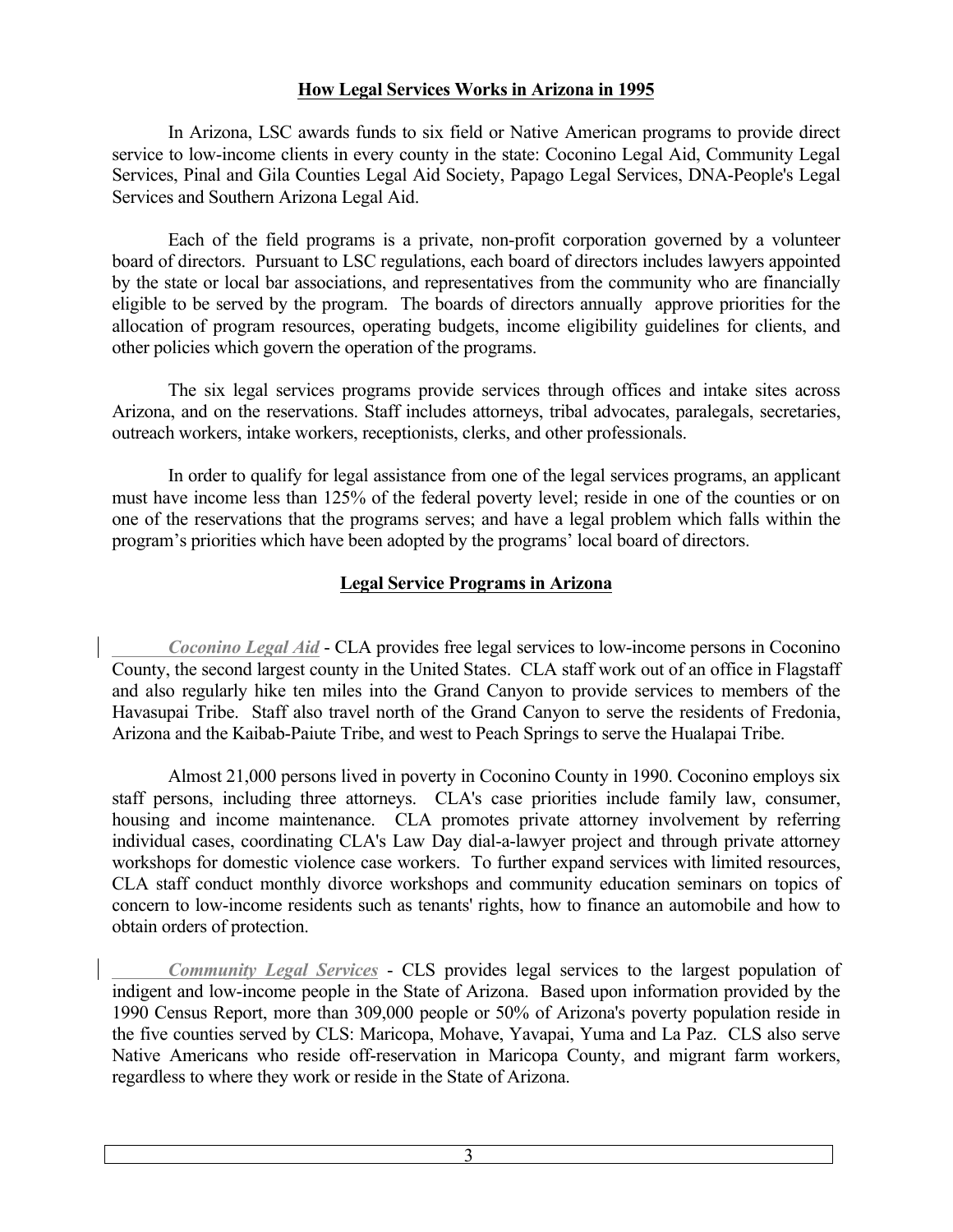## How Legal Services Works in Arizona in 1995

In Arizona, LSC awards funds to six field or Native American programs to provide direct service to low-income clients in every county in the state: Coconino Legal Aid, Community Legal Services, Pinal and Gila Counties Legal Aid Society, Papago Legal Services, DNA-People's Legal Services and Southern Arizona Legal Aid.

Each of the field programs is a private, non-profit corporation governed by a volunteer board of directors. Pursuant to LSC regulations, each board of directors includes lawyers appointed by the state or local bar associations, and representatives from the community who are financially eligible to be served by the program. The boards of directors annually approve priorities for the allocation of program resources, operating budgets, income eligibility guidelines for clients, and other policies which govern the operation of the programs.

The six legal services programs provide services through offices and intake sites across Arizona, and on the reservations. Staff includes attorneys, tribal advocates, paralegals, secretaries, outreach workers, intake workers, receptionists, clerks, and other professionals.

In order to qualify for legal assistance from one of the legal services programs, an applicant must have income less than 125% of the federal poverty level; reside in one of the counties or on one of the reservations that the programs serves; and have a legal problem which falls within the program's priorities which have been adopted by the programs' local board of directors.

## Legal Service Programs in Arizona

***Coconino Legal Aid*** - CLA provides free legal services to low-income persons in Coconino County, the second largest county in the United States. CLA staff work out of an office in Flagstaff and also regularly hike ten miles into the Grand Canyon to provide services to members of the Havasupai Tribe. Staff also travel north of the Grand Canyon to serve the residents of Fredonia, Arizona and the Kaibab-Paiute Tribe, and west to Peach Springs to serve the Hualapai Tribe.

Almost 21,000 persons lived in poverty in Coconino County in 1990. Coconino employs six staff persons, including three attorneys. CLA's case priorities include family law, consumer, housing and income maintenance. CLA promotes private attorney involvement by referring individual cases, coordinating CLA's Law Day dial-a-lawyer project and through private attorney workshops for domestic violence case workers. To further expand services with limited resources, CLA staff conduct monthly divorce workshops and community education seminars on topics of concern to low-income residents such as tenants' rights, how to finance an automobile and how to obtain orders of protection.

***Community Legal Services*** - CLS provides legal services to the largest population of indigent and low-income people in the State of Arizona. Based upon information provided by the 1990 Census Report, more than 309,000 people or 50% of Arizona's poverty population reside in the five counties served by CLS: Maricopa, Mohave, Yavapai, Yuma and La Paz. CLS also serve Native Americans who reside off-reservation in Maricopa County, and migrant farm workers, regardless to where they work or reside in the State of Arizona.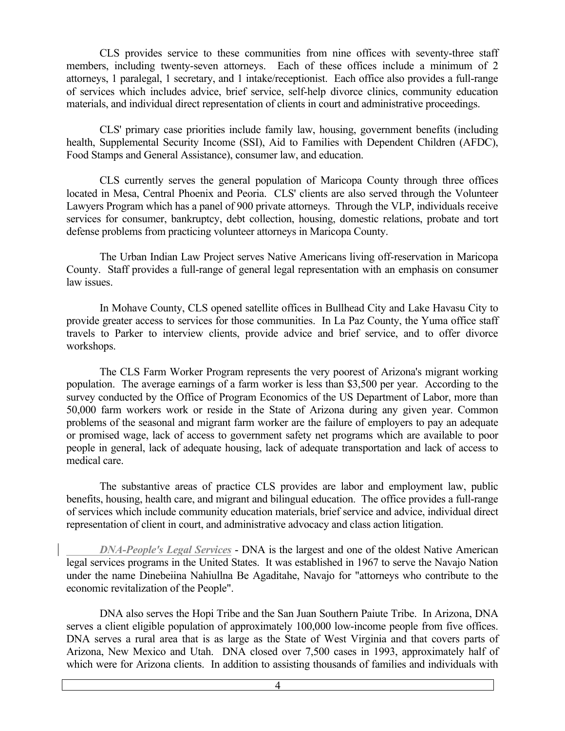CLS provides service to these communities from nine offices with seventy-three staff members, including twenty-seven attorneys. Each of these offices include a minimum of 2 attorneys, 1 paralegal, 1 secretary, and 1 intake/receptionist. Each office also provides a full-range of services which includes advice, brief service, self-help divorce clinics, community education materials, and individual direct representation of clients in court and administrative proceedings.

CLS' primary case priorities include family law, housing, government benefits (including health, Supplemental Security Income (SSI), Aid to Families with Dependent Children (AFDC), Food Stamps and General Assistance), consumer law, and education.

CLS currently serves the general population of Maricopa County through three offices located in Mesa, Central Phoenix and Peoria. CLS' clients are also served through the Volunteer Lawyers Program which has a panel of 900 private attorneys. Through the VLP, individuals receive services for consumer, bankruptcy, debt collection, housing, domestic relations, probate and tort defense problems from practicing volunteer attorneys in Maricopa County.

The Urban Indian Law Project serves Native Americans living off-reservation in Maricopa County. Staff provides a full-range of general legal representation with an emphasis on consumer law issues.

In Mohave County, CLS opened satellite offices in Bullhead City and Lake Havasu City to provide greater access to services for those communities. In La Paz County, the Yuma office staff travels to Parker to interview clients, provide advice and brief service, and to offer divorce workshops.

The CLS Farm Worker Program represents the very poorest of Arizona's migrant working population. The average earnings of a farm worker is less than $3,500 per year. According to the survey conducted by the Office of Program Economics of the US Department of Labor, more than 50,000 farm workers work or reside in the State of Arizona during any given year. Common problems of the seasonal and migrant farm worker are the failure of employers to pay an adequate or promised wage, lack of access to government safety net programs which are available to poor people in general, lack of adequate housing, lack of adequate transportation and lack of access to medical care.

The substantive areas of practice CLS provides are labor and employment law, public benefits, housing, health care, and migrant and bilingual education. The office provides a full-range of services which include community education materials, brief service and advice, individual direct representation of client in court, and administrative advocacy and class action litigation.

***DNA-People's Legal Services*** - DNA is the largest and one of the oldest Native American legal services programs in the United States. It was established in 1967 to serve the Navajo Nation under the name Dinebeiina Nahiullna Be Agaditahe, Navajo for "attorneys who contribute to the economic revitalization of the People".

DNA also serves the Hopi Tribe and the San Juan Southern Paiute Tribe. In Arizona, DNA serves a client eligible population of approximately 100,000 low-income people from five offices. DNA serves a rural area that is as large as the State of West Virginia and that covers parts of Arizona, New Mexico and Utah. DNA closed over 7,500 cases in 1993, approximately half of which were for Arizona clients. In addition to assisting thousands of families and individuals with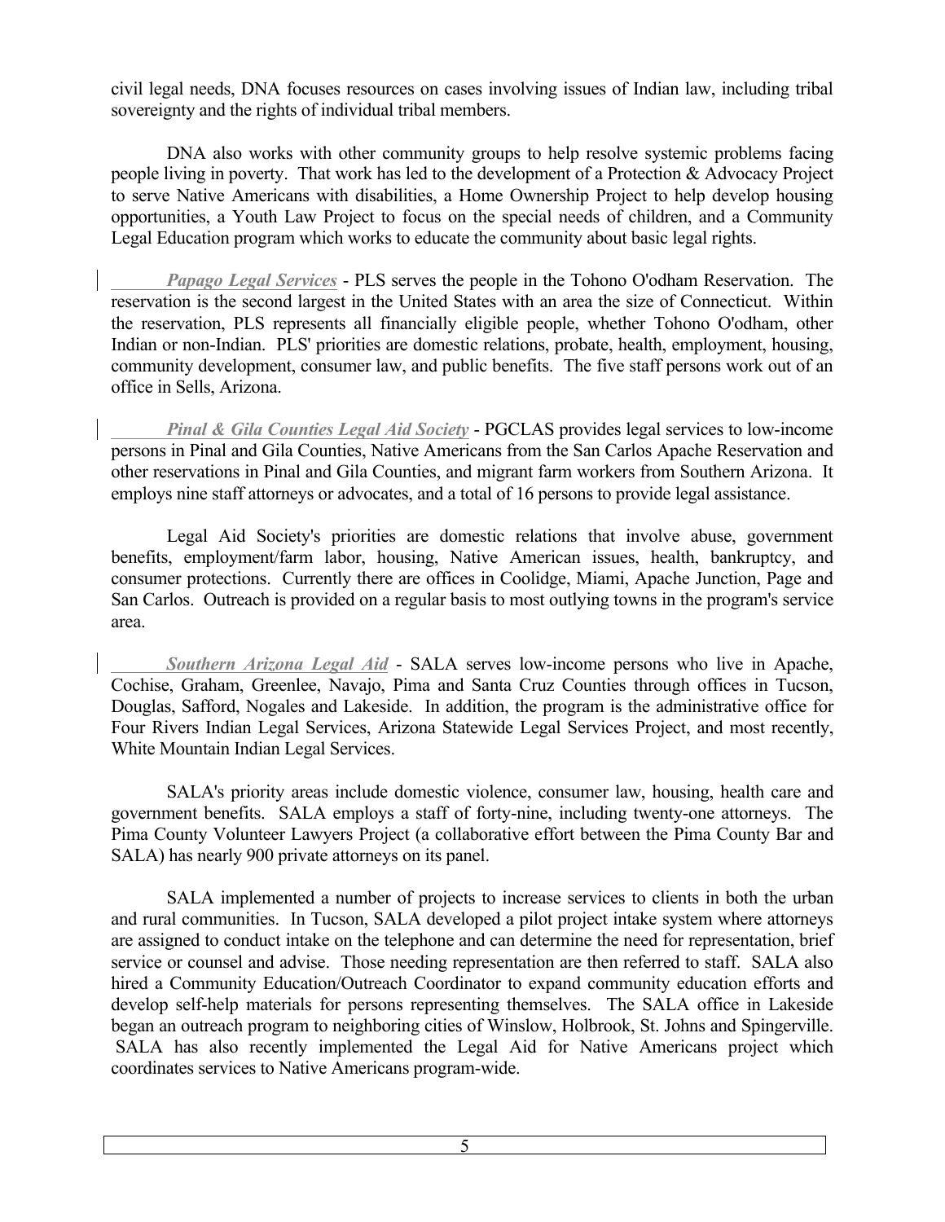civil legal needs, DNA focuses resources on cases involving issues of Indian law, including tribal sovereignty and the rights of individual tribal members.

DNA also works with other community groups to help resolve systemic problems facing people living in poverty. That work has led to the development of a Protection & Advocacy Project to serve Native Americans with disabilities, a Home Ownership Project to help develop housing opportunities, a Youth Law Project to focus on the special needs of children, and a Community Legal Education program which works to educate the community about basic legal rights.

***Papago Legal Services*** - PLS serves the people in the Tohono O'odham Reservation. The reservation is the second largest in the United States with an area the size of Connecticut. Within the reservation, PLS represents all financially eligible people, whether Tohono O'odham, other Indian or non-Indian. PLS' priorities are domestic relations, probate, health, employment, housing, community development, consumer law, and public benefits. The five staff persons work out of an office in Sells, Arizona.

***Pinal & Gila Counties Legal Aid Society*** - PGCLAS provides legal services to low-income persons in Pinal and Gila Counties, Native Americans from the San Carlos Apache Reservation and other reservations in Pinal and Gila Counties, and migrant farm workers from Southern Arizona. It employs nine staff attorneys or advocates, and a total of 16 persons to provide legal assistance.

Legal Aid Society's priorities are domestic relations that involve abuse, government benefits, employment/farm labor, housing, Native American issues, health, bankruptcy, and consumer protections. Currently there are offices in Coolidge, Miami, Apache Junction, Page and San Carlos. Outreach is provided on a regular basis to most outlying towns in the program's service area.

***Southern Arizona Legal Aid*** - SALA serves low-income persons who live in Apache, Cochise, Graham, Greenlee, Navajo, Pima and Santa Cruz Counties through offices in Tucson, Douglas, Safford, Nogales and Lakeside. In addition, the program is the administrative office for Four Rivers Indian Legal Services, Arizona Statewide Legal Services Project, and most recently, White Mountain Indian Legal Services.

SALA's priority areas include domestic violence, consumer law, housing, health care and government benefits. SALA employs a staff of forty-nine, including twenty-one attorneys. The Pima County Volunteer Lawyers Project (a collaborative effort between the Pima County Bar and SALA) has nearly 900 private attorneys on its panel.

SALA implemented a number of projects to increase services to clients in both the urban and rural communities. In Tucson, SALA developed a pilot project intake system where attorneys are assigned to conduct intake on the telephone and can determine the need for representation, brief service or counsel and advise. Those needing representation are then referred to staff. SALA also hired a Community Education/Outreach Coordinator to expand community education efforts and develop self-help materials for persons representing themselves. The SALA office in Lakeside began an outreach program to neighboring cities of Winslow, Holbrook, St. Johns and Spingerville. SALA has also recently implemented the Legal Aid for Native Americans project which coordinates services to Native Americans program-wide.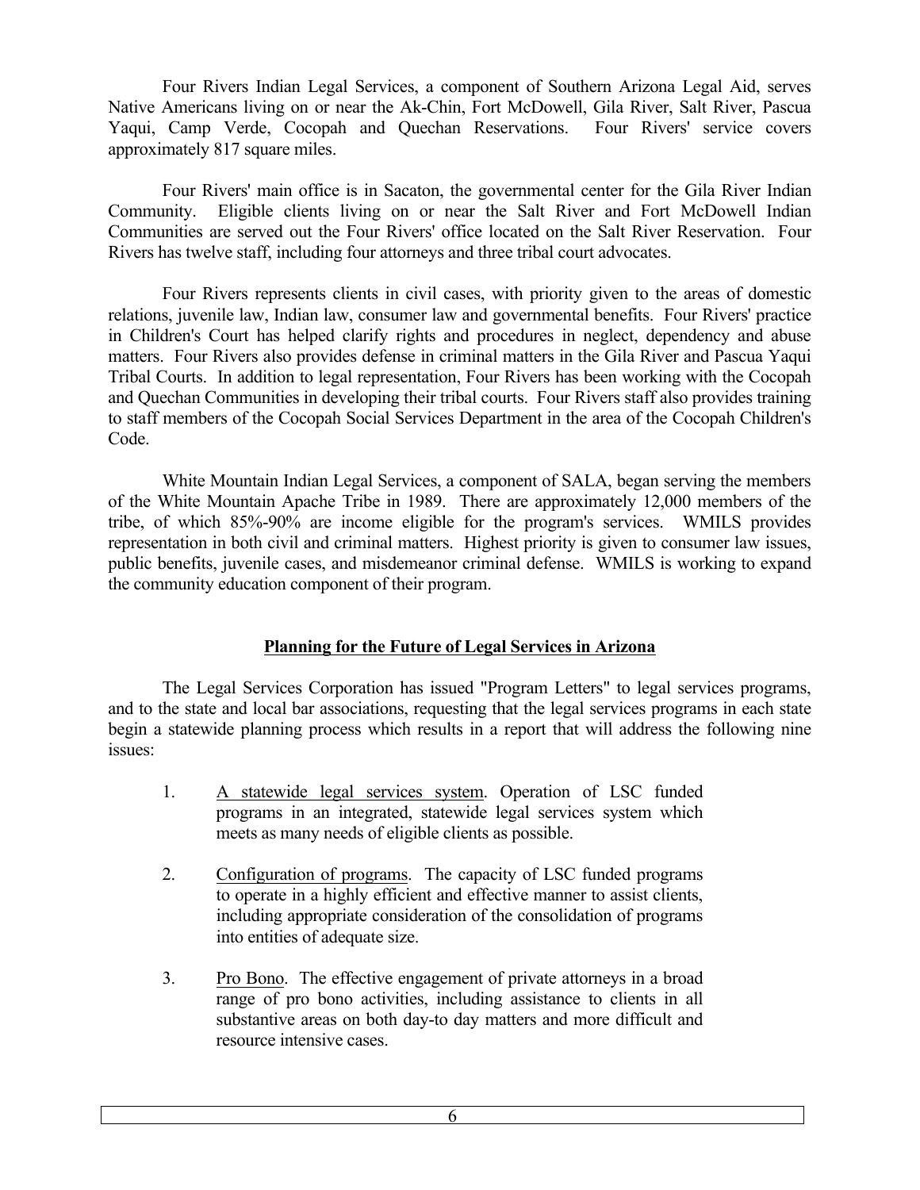Four Rivers Indian Legal Services, a component of Southern Arizona Legal Aid, serves Native Americans living on or near the Ak-Chin, Fort McDowell, Gila River, Salt River, Pascua Yaqui, Camp Verde, Cocopah and Quechan Reservations. Four Rivers' service covers approximately 817 square miles.

Four Rivers' main office is in Sacaton, the governmental center for the Gila River Indian Community. Eligible clients living on or near the Salt River and Fort McDowell Indian Communities are served out the Four Rivers' office located on the Salt River Reservation. Four Rivers has twelve staff, including four attorneys and three tribal court advocates.

Four Rivers represents clients in civil cases, with priority given to the areas of domestic relations, juvenile law, Indian law, consumer law and governmental benefits. Four Rivers' practice in Children's Court has helped clarify rights and procedures in neglect, dependency and abuse matters. Four Rivers also provides defense in criminal matters in the Gila River and Pascua Yaqui Tribal Courts. In addition to legal representation, Four Rivers has been working with the Cocopah and Quechan Communities in developing their tribal courts. Four Rivers staff also provides training to staff members of the Cocopah Social Services Department in the area of the Cocopah Children's Code.

White Mountain Indian Legal Services, a component of SALA, began serving the members of the White Mountain Apache Tribe in 1989. There are approximately 12,000 members of the tribe, of which 85%-90% are income eligible for the program's services. WMILS provides representation in both civil and criminal matters. Highest priority is given to consumer law issues, public benefits, juvenile cases, and misdemeanor criminal defense. WMILS is working to expand the community education component of their program.

## Planning for the Future of Legal Services in Arizona

The Legal Services Corporation has issued "Program Letters" to legal services programs, and to the state and local bar associations, requesting that the legal services programs in each state begin a statewide planning process which results in a report that will address the following nine issues:

1. A statewide legal services system. Operation of LSC funded programs in an integrated, statewide legal services system which meets as many needs of eligible clients as possible.

2. Configuration of programs. The capacity of LSC funded programs to operate in a highly efficient and effective manner to assist clients, including appropriate consideration of the consolidation of programs into entities of adequate size.

3. Pro Bono. The effective engagement of private attorneys in a broad range of pro bono activities, including assistance to clients in all substantive areas on both day-to day matters and more difficult and resource intensive cases.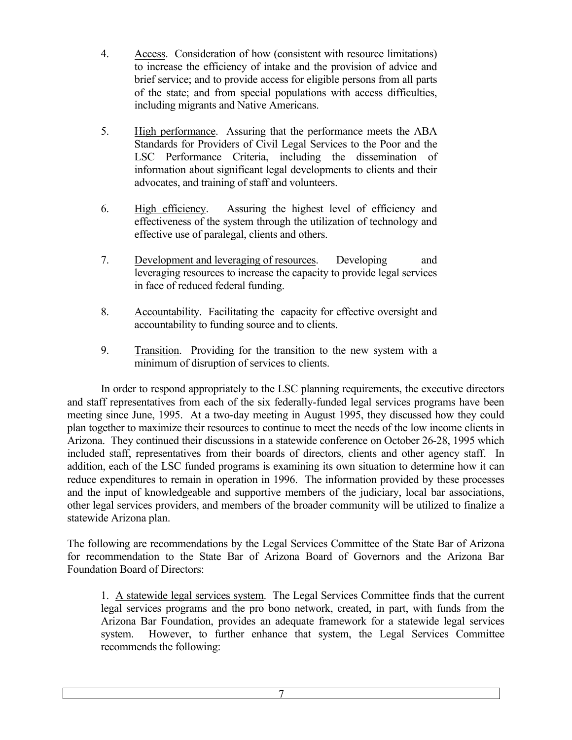4. Access. Consideration of how (consistent with resource limitations) to increase the efficiency of intake and the provision of advice and brief service; and to provide access for eligible persons from all parts of the state; and from special populations with access difficulties, including migrants and Native Americans.

5. High performance. Assuring that the performance meets the ABA Standards for Providers of Civil Legal Services to the Poor and the LSC Performance Criteria, including the dissemination of information about significant legal developments to clients and their advocates, and training of staff and volunteers.

6. High efficiency. Assuring the highest level of efficiency and effectiveness of the system through the utilization of technology and effective use of paralegal, clients and others.

7. Development and leveraging of resources. Developing and leveraging resources to increase the capacity to provide legal services in face of reduced federal funding.

8. Accountability. Facilitating the capacity for effective oversight and accountability to funding source and to clients.

9. Transition. Providing for the transition to the new system with a minimum of disruption of services to clients.

In order to respond appropriately to the LSC planning requirements, the executive directors and staff representatives from each of the six federally-funded legal services programs have been meeting since June, 1995. At a two-day meeting in August 1995, they discussed how they could plan together to maximize their resources to continue to meet the needs of the low income clients in Arizona. They continued their discussions in a statewide conference on October 26-28, 1995 which included staff, representatives from their boards of directors, clients and other agency staff. In addition, each of the LSC funded programs is examining its own situation to determine how it can reduce expenditures to remain in operation in 1996. The information provided by these processes and the input of knowledgeable and supportive members of the judiciary, local bar associations, other legal services providers, and members of the broader community will be utilized to finalize a statewide Arizona plan.

The following are recommendations by the Legal Services Committee of the State Bar of Arizona for recommendation to the State Bar of Arizona Board of Governors and the Arizona Bar Foundation Board of Directors:

1. A statewide legal services system. The Legal Services Committee finds that the current legal services programs and the pro bono network, created, in part, with funds from the Arizona Bar Foundation, provides an adequate framework for a statewide legal services system. However, to further enhance that system, the Legal Services Committee recommends the following: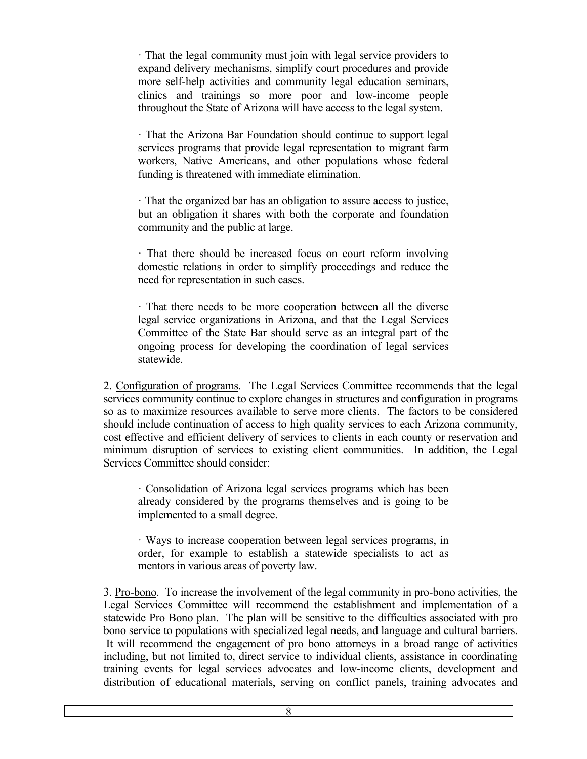· That the legal community must join with legal service providers to expand delivery mechanisms, simplify court procedures and provide more self-help activities and community legal education seminars, clinics and trainings so more poor and low-income people throughout the State of Arizona will have access to the legal system.

· That the Arizona Bar Foundation should continue to support legal services programs that provide legal representation to migrant farm workers, Native Americans, and other populations whose federal funding is threatened with immediate elimination.

· That the organized bar has an obligation to assure access to justice, but an obligation it shares with both the corporate and foundation community and the public at large.

· That there should be increased focus on court reform involving domestic relations in order to simplify proceedings and reduce the need for representation in such cases.

· That there needs to be more cooperation between all the diverse legal service organizations in Arizona, and that the Legal Services Committee of the State Bar should serve as an integral part of the ongoing process for developing the coordination of legal services statewide.

2. <u>Configuration of programs</u>. The Legal Services Committee recommends that the legal services community continue to explore changes in structures and configuration in programs so as to maximize resources available to serve more clients. The factors to be considered should include continuation of access to high quality services to each Arizona community, cost effective and efficient delivery of services to clients in each county or reservation and minimum disruption of services to existing client communities. In addition, the Legal Services Committee should consider:

· Consolidation of Arizona legal services programs which has been already considered by the programs themselves and is going to be implemented to a small degree.

· Ways to increase cooperation between legal services programs, in order, for example to establish a statewide specialists to act as mentors in various areas of poverty law.

3. <u>Pro-bono</u>. To increase the involvement of the legal community in pro-bono activities, the Legal Services Committee will recommend the establishment and implementation of a statewide Pro Bono plan. The plan will be sensitive to the difficulties associated with pro bono service to populations with specialized legal needs, and language and cultural barriers. It will recommend the engagement of pro bono attorneys in a broad range of activities including, but not limited to, direct service to individual clients, assistance in coordinating training events for legal services advocates and low-income clients, development and distribution of educational materials, serving on conflict panels, training advocates and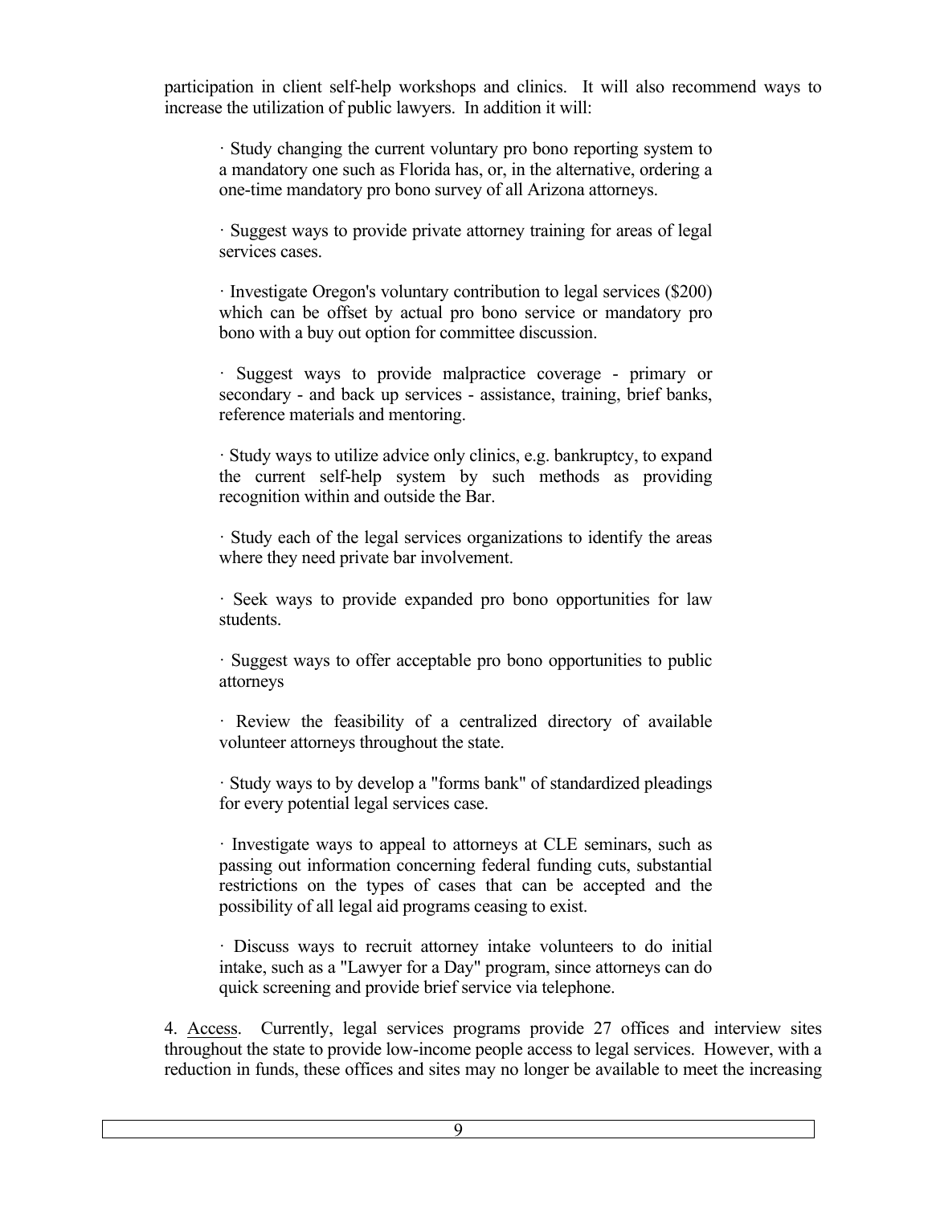participation in client self-help workshops and clinics. It will also recommend ways to increase the utilization of public lawyers. In addition it will:

· Study changing the current voluntary pro bono reporting system to a mandatory one such as Florida has, or, in the alternative, ordering a one-time mandatory pro bono survey of all Arizona attorneys.

· Suggest ways to provide private attorney training for areas of legal services cases.

· Investigate Oregon's voluntary contribution to legal services ($200) which can be offset by actual pro bono service or mandatory pro bono with a buy out option for committee discussion.

· Suggest ways to provide malpractice coverage - primary or secondary - and back up services - assistance, training, brief banks, reference materials and mentoring.

· Study ways to utilize advice only clinics, e.g. bankruptcy, to expand the current self-help system by such methods as providing recognition within and outside the Bar.

· Study each of the legal services organizations to identify the areas where they need private bar involvement.

· Seek ways to provide expanded pro bono opportunities for law students.

· Suggest ways to offer acceptable pro bono opportunities to public attorneys

· Review the feasibility of a centralized directory of available volunteer attorneys throughout the state.

· Study ways to by develop a "forms bank" of standardized pleadings for every potential legal services case.

· Investigate ways to appeal to attorneys at CLE seminars, such as passing out information concerning federal funding cuts, substantial restrictions on the types of cases that can be accepted and the possibility of all legal aid programs ceasing to exist.

· Discuss ways to recruit attorney intake volunteers to do initial intake, such as a "Lawyer for a Day" program, since attorneys can do quick screening and provide brief service via telephone.

4. <u>Access</u>. Currently, legal services programs provide 27 offices and interview sites throughout the state to provide low-income people access to legal services. However, with a reduction in funds, these offices and sites may no longer be available to meet the increasing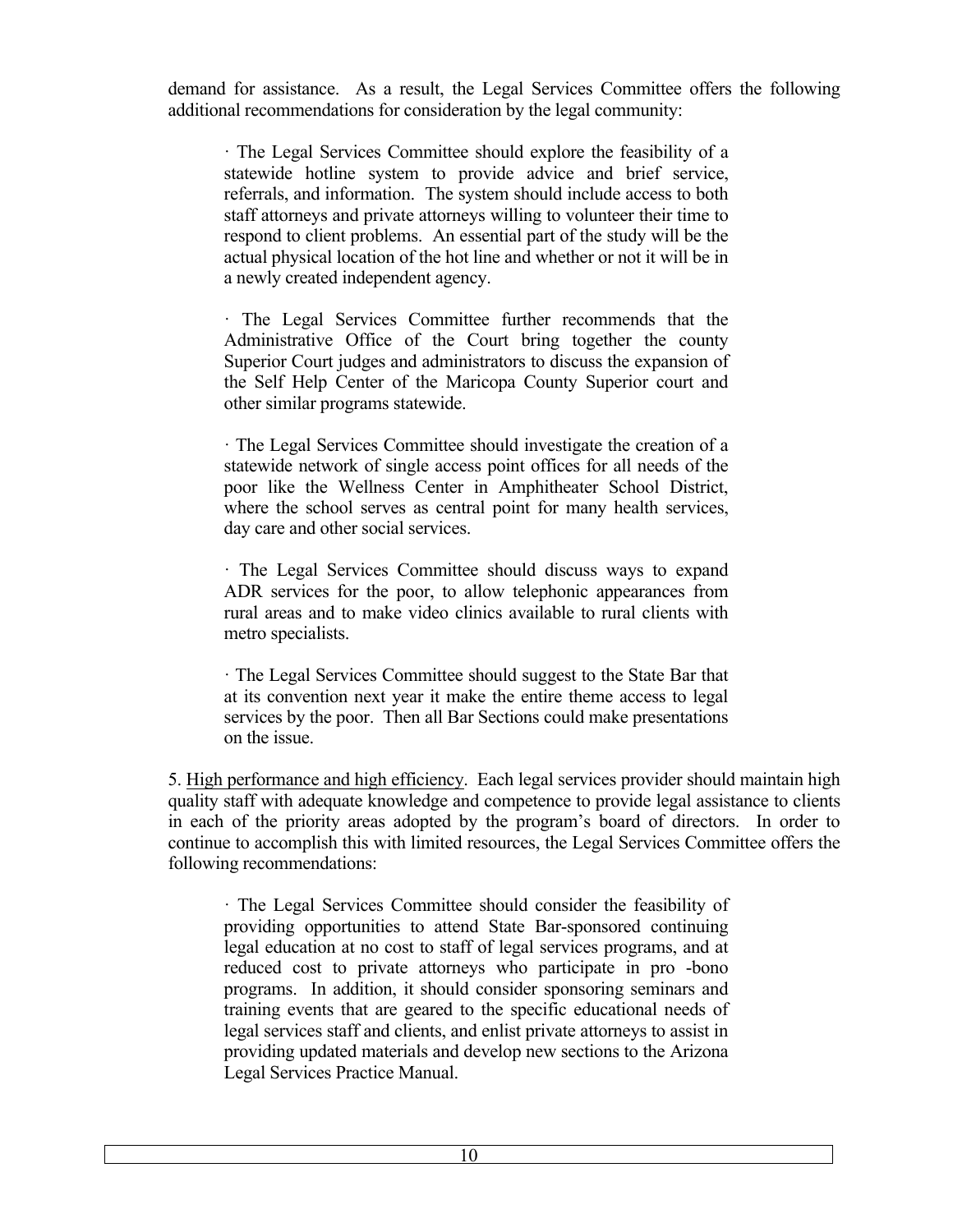demand for assistance. As a result, the Legal Services Committee offers the following additional recommendations for consideration by the legal community:

> · The Legal Services Committee should explore the feasibility of a statewide hotline system to provide advice and brief service, referrals, and information. The system should include access to both staff attorneys and private attorneys willing to volunteer their time to respond to client problems. An essential part of the study will be the actual physical location of the hot line and whether or not it will be in a newly created independent agency.
>
> · The Legal Services Committee further recommends that the Administrative Office of the Court bring together the county Superior Court judges and administrators to discuss the expansion of the Self Help Center of the Maricopa County Superior court and other similar programs statewide.
>
> · The Legal Services Committee should investigate the creation of a statewide network of single access point offices for all needs of the poor like the Wellness Center in Amphitheater School District, where the school serves as central point for many health services, day care and other social services.
>
> · The Legal Services Committee should discuss ways to expand ADR services for the poor, to allow telephonic appearances from rural areas and to make video clinics available to rural clients with metro specialists.
>
> · The Legal Services Committee should suggest to the State Bar that at its convention next year it make the entire theme access to legal services by the poor. Then all Bar Sections could make presentations on the issue.

5. <u>High performance and high efficiency</u>. Each legal services provider should maintain high quality staff with adequate knowledge and competence to provide legal assistance to clients in each of the priority areas adopted by the program's board of directors. In order to continue to accomplish this with limited resources, the Legal Services Committee offers the following recommendations:

> · The Legal Services Committee should consider the feasibility of providing opportunities to attend State Bar-sponsored continuing legal education at no cost to staff of legal services programs, and at reduced cost to private attorneys who participate in pro -bono programs. In addition, it should consider sponsoring seminars and training events that are geared to the specific educational needs of legal services staff and clients, and enlist private attorneys to assist in providing updated materials and develop new sections to the Arizona Legal Services Practice Manual.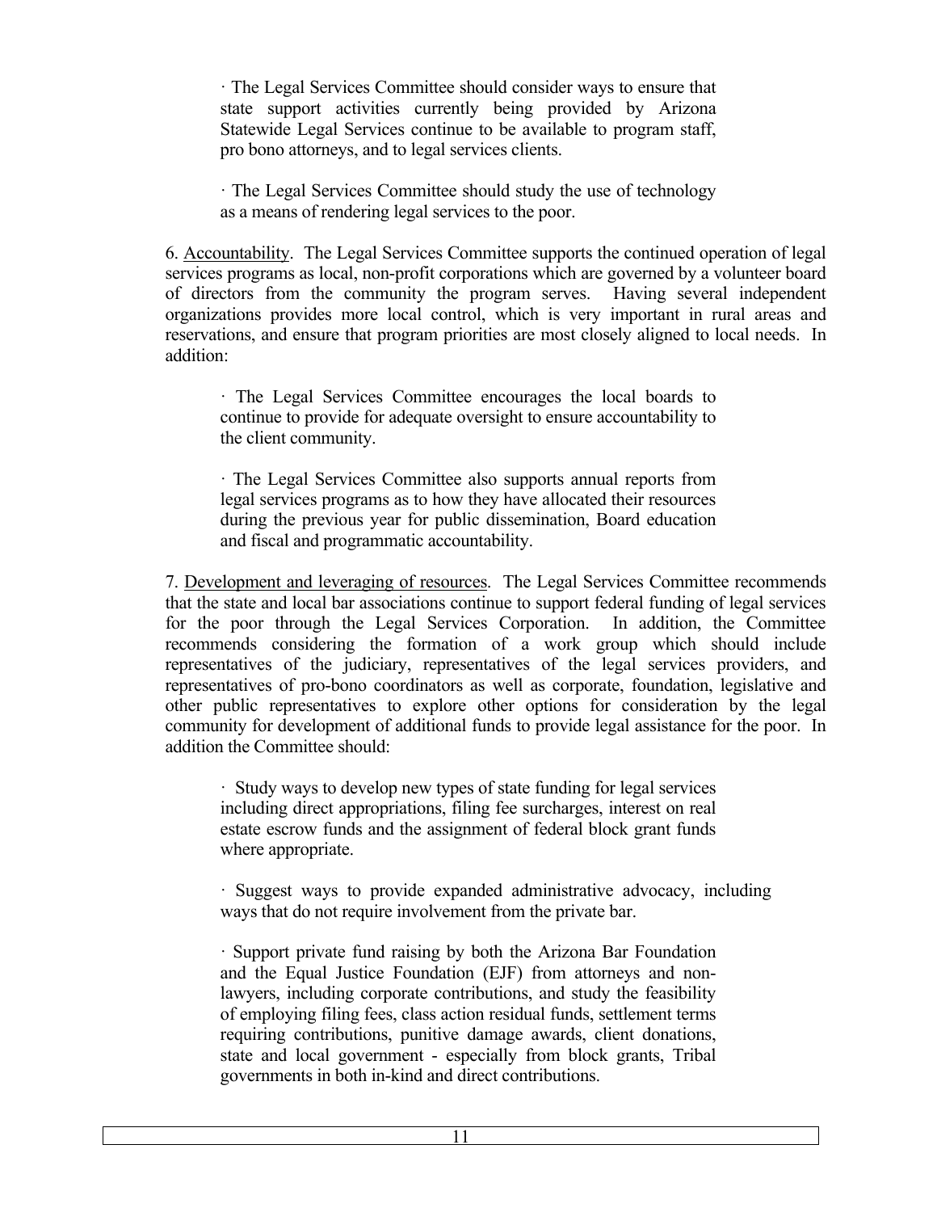· The Legal Services Committee should consider ways to ensure that state support activities currently being provided by Arizona Statewide Legal Services continue to be available to program staff, pro bono attorneys, and to legal services clients.

· The Legal Services Committee should study the use of technology as a means of rendering legal services to the poor.

6. Accountability. The Legal Services Committee supports the continued operation of legal services programs as local, non-profit corporations which are governed by a volunteer board of directors from the community the program serves. Having several independent organizations provides more local control, which is very important in rural areas and reservations, and ensure that program priorities are most closely aligned to local needs. In addition:

· The Legal Services Committee encourages the local boards to continue to provide for adequate oversight to ensure accountability to the client community.

· The Legal Services Committee also supports annual reports from legal services programs as to how they have allocated their resources during the previous year for public dissemination, Board education and fiscal and programmatic accountability.

7. Development and leveraging of resources. The Legal Services Committee recommends that the state and local bar associations continue to support federal funding of legal services for the poor through the Legal Services Corporation. In addition, the Committee recommends considering the formation of a work group which should include representatives of the judiciary, representatives of the legal services providers, and representatives of pro-bono coordinators as well as corporate, foundation, legislative and other public representatives to explore other options for consideration by the legal community for development of additional funds to provide legal assistance for the poor. In addition the Committee should:

· Study ways to develop new types of state funding for legal services including direct appropriations, filing fee surcharges, interest on real estate escrow funds and the assignment of federal block grant funds where appropriate.

· Suggest ways to provide expanded administrative advocacy, including ways that do not require involvement from the private bar.

· Support private fund raising by both the Arizona Bar Foundation and the Equal Justice Foundation (EJF) from attorneys and non-lawyers, including corporate contributions, and study the feasibility of employing filing fees, class action residual funds, settlement terms requiring contributions, punitive damage awards, client donations, state and local government - especially from block grants, Tribal governments in both in-kind and direct contributions.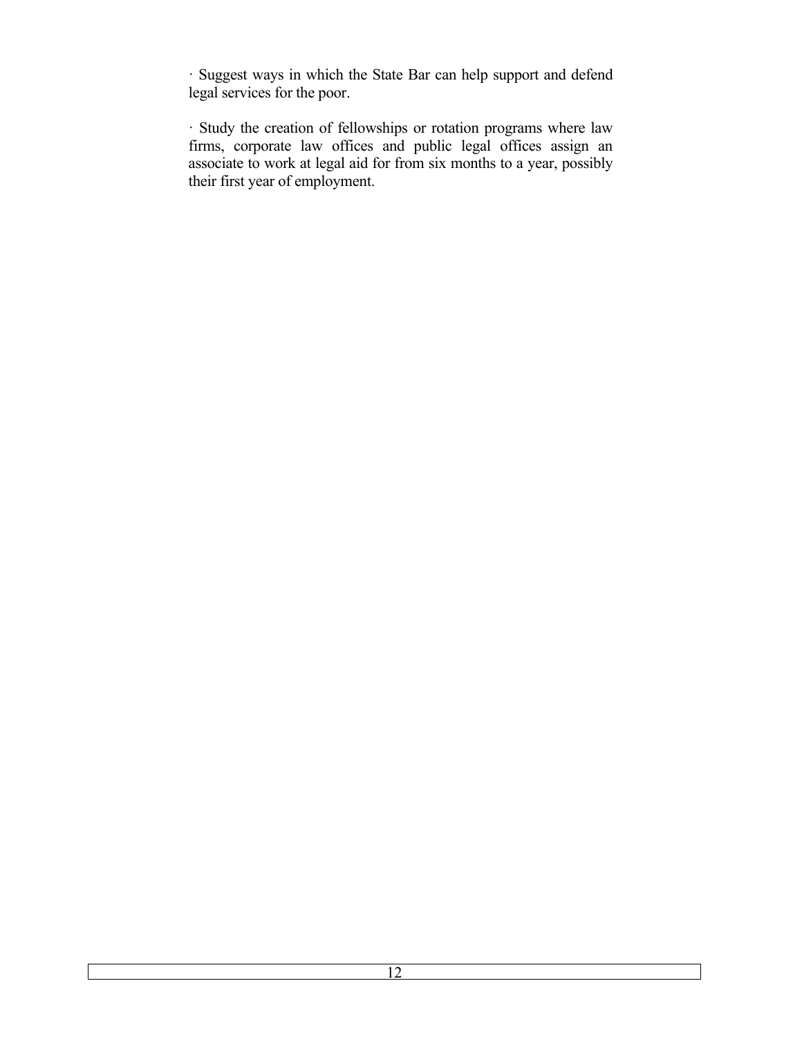· Suggest ways in which the State Bar can help support and defend legal services for the poor.

· Study the creation of fellowships or rotation programs where law firms, corporate law offices and public legal offices assign an associate to work at legal aid for from six months to a year, possibly their first year of employment.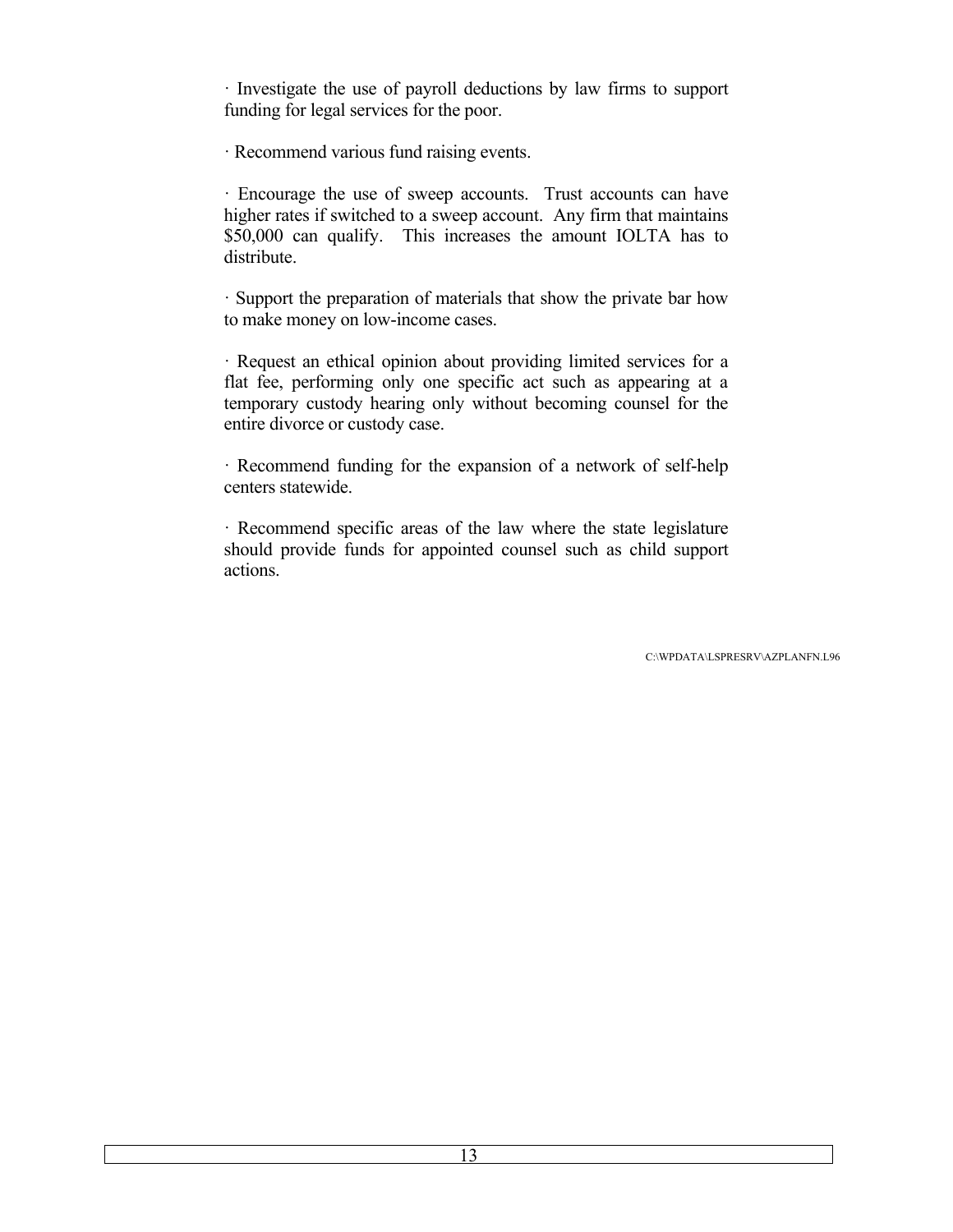· Investigate the use of payroll deductions by law firms to support funding for legal services for the poor.

· Recommend various fund raising events.

· Encourage the use of sweep accounts. Trust accounts can have higher rates if switched to a sweep account. Any firm that maintains $50,000 can qualify. This increases the amount IOLTA has to distribute.

· Support the preparation of materials that show the private bar how to make money on low-income cases.

· Request an ethical opinion about providing limited services for a flat fee, performing only one specific act such as appearing at a temporary custody hearing only without becoming counsel for the entire divorce or custody case.

· Recommend funding for the expansion of a network of self-help centers statewide.

· Recommend specific areas of the law where the state legislature should provide funds for appointed counsel such as child support actions.

C:\WPDATA\LSPRESRV\AZPLANFN.L96